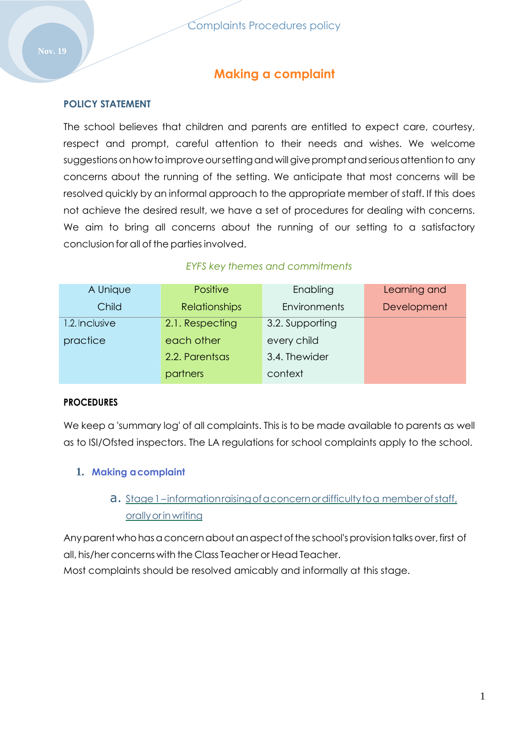# Making a complaint

## POLICY STATEMENT

The school believes that children and parents are entitled to expect care, courtesy, respect and prompt, careful attention to their needs and wishes. We welcome suggestions on how to improve our setting and will give prompt and serious attention to any concerns about the running of the setting. We anticipate that most concerns will be resolved quickly by an informal approach to the appropriate member of staff. If this does not achieve the desired result, we have a set of procedures for dealing with concerns. We aim to bring all concerns about the running of our setting to a satisfactory conclusion for all of the parties involved.

*EYFS key themes and commitments*

| A Unique Child | Positive Relationships | Enabling Environments | Learning and Development |
|---|---|---|---|
| 1.2. Inclusive practice | 2.1. Respecting each other<br>2.2. Parents as partners | 3.2. Supporting every child<br>3.4. The wider context | |

## PROCEDURES

We keep a 'summary log' of all complaints. This is to be made available to parents as well as to ISI/Ofsted inspectors. The LA regulations for school complaints apply to the school.

### 1. Making a complaint

a. Stage 1 – information raising of a concern or difficulty to a member of staff, orally or in writing

Any parent who has a concern about an aspect of the school's provision talks over, first of all, his/her concerns with the Class Teacher or Head Teacher.
Most complaints should be resolved amicably and informally at this stage.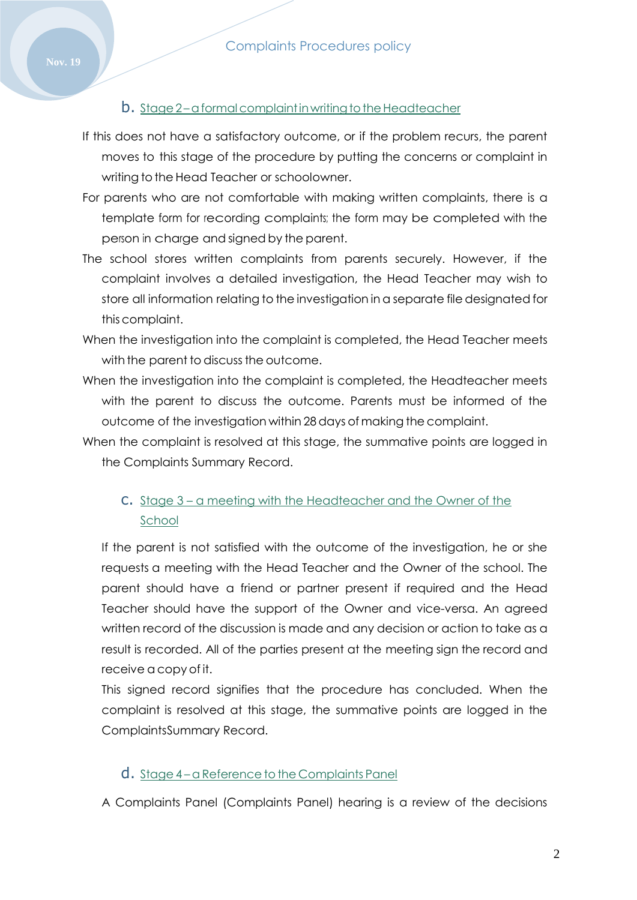### b. Stage 2 – a formal complaint in writing to the Headteacher

If this does not have a satisfactory outcome, or if the problem recurs, the parent moves to this stage of the procedure by putting the concerns or complaint in writing to the Head Teacher or schoolowner.

For parents who are not comfortable with making written complaints, there is a template form for recording complaints; the form may be completed with the person in charge and signed by the parent.

The school stores written complaints from parents securely. However, if the complaint involves a detailed investigation, the Head Teacher may wish to store all information relating to the investigation in a separate file designated for this complaint.

When the investigation into the complaint is completed, the Head Teacher meets with the parent to discuss the outcome.

When the investigation into the complaint is completed, the Headteacher meets with the parent to discuss the outcome. Parents must be informed of the outcome of the investigation within 28 days of making the complaint.

When the complaint is resolved at this stage, the summative points are logged in the Complaints Summary Record.

### c. Stage 3 – a meeting with the Headteacher and the Owner of the School

If the parent is not satisfied with the outcome of the investigation, he or she requests a meeting with the Head Teacher and the Owner of the school. The parent should have a friend or partner present if required and the Head Teacher should have the support of the Owner and vice-versa. An agreed written record of the discussion is made and any decision or action to take as a result is recorded. All of the parties present at the meeting sign the record and receive a copy of it.

This signed record signifies that the procedure has concluded. When the complaint is resolved at this stage, the summative points are logged in the ComplaintsSummary Record.

### d. Stage 4 – a Reference to the Complaints Panel

A Complaints Panel (Complaints Panel) hearing is a review of the decisions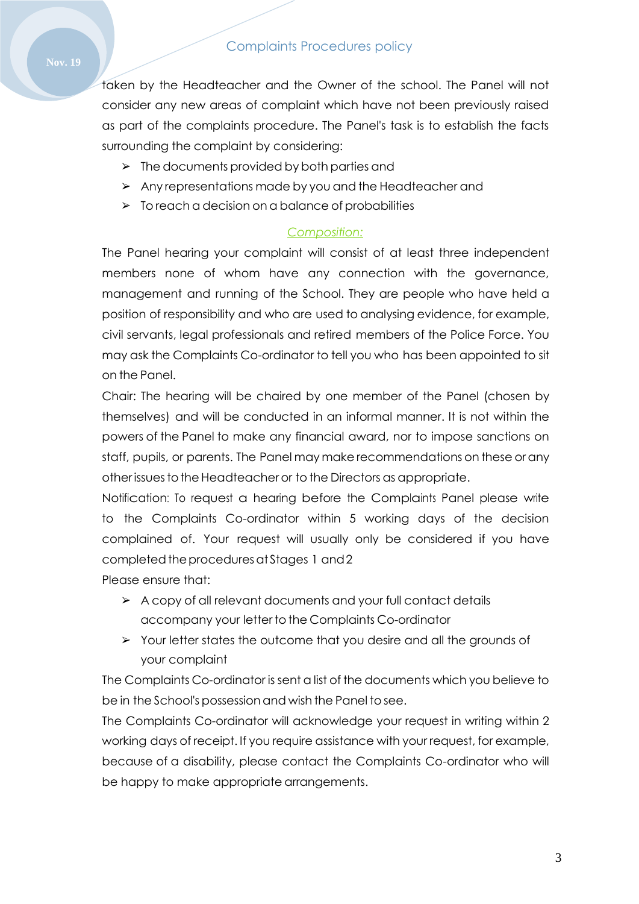taken by the Headteacher and the Owner of the school. The Panel will not consider any new areas of complaint which have not been previously raised as part of the complaints procedure. The Panel's task is to establish the facts surrounding the complaint by considering:

- The documents provided by both parties and
- Any representations made by you and the Headteacher and
- To reach a decision on a balance of probabilities

*Composition:*

The Panel hearing your complaint will consist of at least three independent members none of whom have any connection with the governance, management and running of the School. They are people who have held a position of responsibility and who are used to analysing evidence, for example, civil servants, legal professionals and retired members of the Police Force. You may ask the Complaints Co-ordinator to tell you who has been appointed to sit on the Panel.

Chair: The hearing will be chaired by one member of the Panel (chosen by themselves) and will be conducted in an informal manner. It is not within the powers of the Panel to make any financial award, nor to impose sanctions on staff, pupils, or parents. The Panel may make recommendations on these or any other issues to the Headteacher or to the Directors as appropriate.

Notification: To request a hearing before the Complaints Panel please write to the Complaints Co-ordinator within 5 working days of the decision complained of. Your request will usually only be considered if you have completed the procedures at Stages 1 and 2

Please ensure that:

- A copy of all relevant documents and your full contact details accompany your letter to the Complaints Co-ordinator
- Your letter states the outcome that you desire and all the grounds of your complaint

The Complaints Co-ordinator is sent a list of the documents which you believe to be in the School's possession and wish the Panel to see.

The Complaints Co-ordinator will acknowledge your request in writing within 2 working days of receipt. If you require assistance with your request, for example, because of a disability, please contact the Complaints Co-ordinator who will be happy to make appropriate arrangements.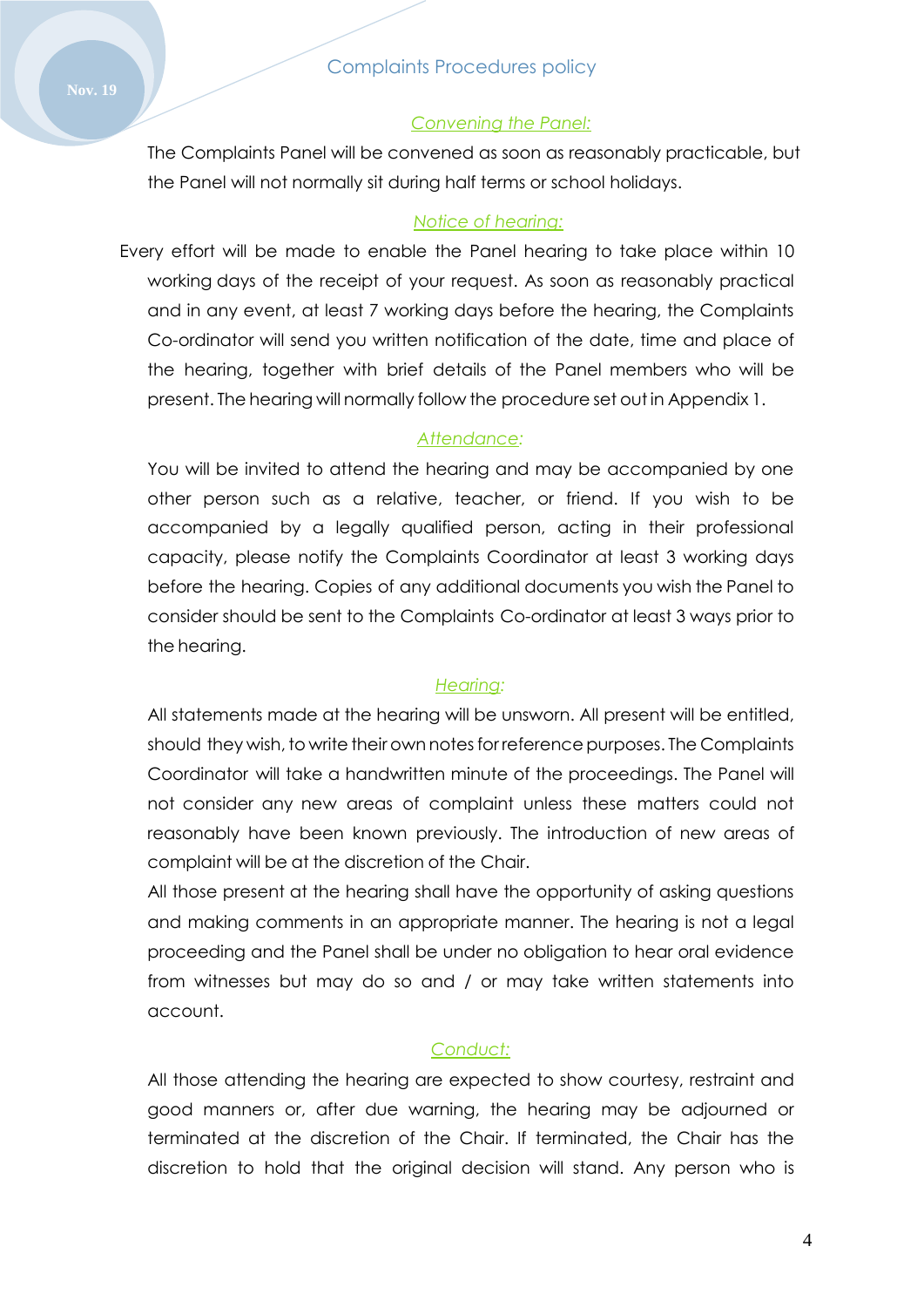### *Convening the Panel:*

The Complaints Panel will be convened as soon as reasonably practicable, but the Panel will not normally sit during half terms or school holidays.

### *Notice of hearing:*

Every effort will be made to enable the Panel hearing to take place within 10 working days of the receipt of your request. As soon as reasonably practical and in any event, at least 7 working days before the hearing, the Complaints Co-ordinator will send you written notification of the date, time and place of the hearing, together with brief details of the Panel members who will be present. The hearing will normally follow the procedure set out in Appendix 1.

### *Attendance:*

You will be invited to attend the hearing and may be accompanied by one other person such as a relative, teacher, or friend. If you wish to be accompanied by a legally qualified person, acting in their professional capacity, please notify the Complaints Coordinator at least 3 working days before the hearing. Copies of any additional documents you wish the Panel to consider should be sent to the Complaints Co-ordinator at least 3 ways prior to the hearing.

### *Hearing:*

All statements made at the hearing will be unsworn. All present will be entitled, should they wish, to write their own notes for reference purposes. The Complaints Coordinator will take a handwritten minute of the proceedings. The Panel will not consider any new areas of complaint unless these matters could not reasonably have been known previously. The introduction of new areas of complaint will be at the discretion of the Chair.

All those present at the hearing shall have the opportunity of asking questions and making comments in an appropriate manner. The hearing is not a legal proceeding and the Panel shall be under no obligation to hear oral evidence from witnesses but may do so and / or may take written statements into account.

### *Conduct:*

All those attending the hearing are expected to show courtesy, restraint and good manners or, after due warning, the hearing may be adjourned or terminated at the discretion of the Chair. If terminated, the Chair has the discretion to hold that the original decision will stand. Any person who is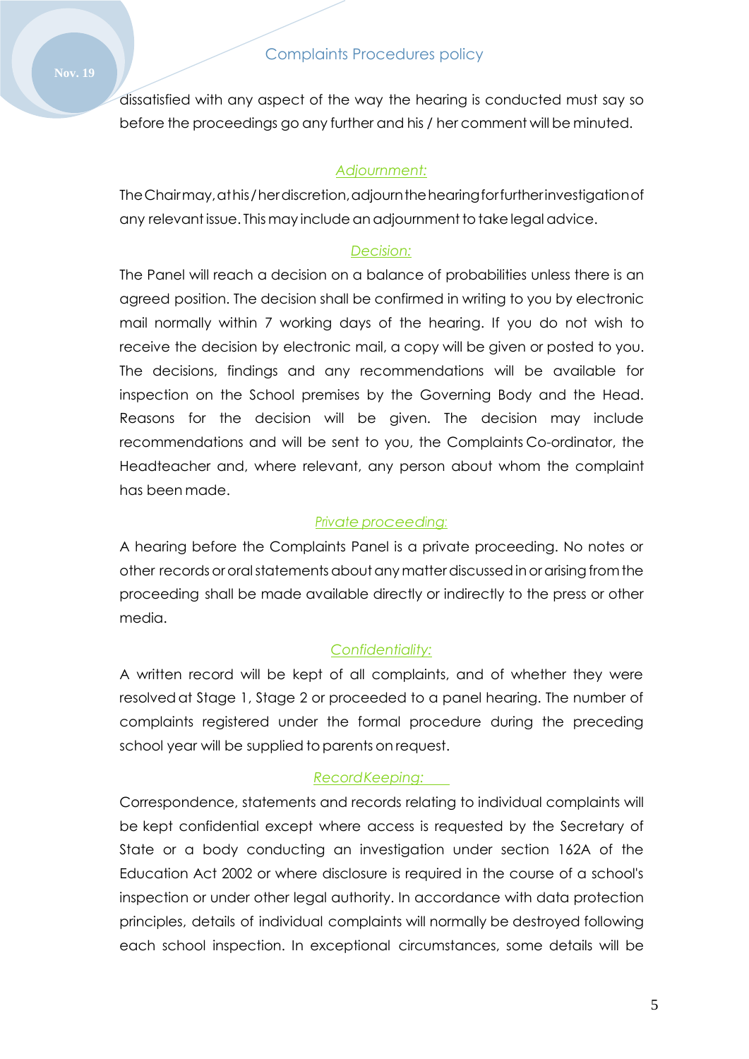dissatisfied with any aspect of the way the hearing is conducted must say so before the proceedings go any further and his / her comment will be minuted.

### *Adjournment:*

The Chair may, at his / her discretion, adjourn the hearing for further investigation of any relevant issue. This may include an adjournment to take legal advice.

### *Decision:*

The Panel will reach a decision on a balance of probabilities unless there is an agreed position. The decision shall be confirmed in writing to you by electronic mail normally within 7 working days of the hearing. If you do not wish to receive the decision by electronic mail, a copy will be given or posted to you. The decisions, findings and any recommendations will be available for inspection on the School premises by the Governing Body and the Head. Reasons for the decision will be given. The decision may include recommendations and will be sent to you, the Complaints Co-ordinator, the Headteacher and, where relevant, any person about whom the complaint has been made.

### *Private proceeding:*

A hearing before the Complaints Panel is a private proceeding. No notes or other records or oral statements about any matter discussed in or arising from the proceeding shall be made available directly or indirectly to the press or other media.

### *Confidentiality:*

A written record will be kept of all complaints, and of whether they were resolved at Stage 1, Stage 2 or proceeded to a panel hearing. The number of complaints registered under the formal procedure during the preceding school year will be supplied to parents on request.

### *Record Keeping:*

Correspondence, statements and records relating to individual complaints will be kept confidential except where access is requested by the Secretary of State or a body conducting an investigation under section 162A of the Education Act 2002 or where disclosure is required in the course of a school's inspection or under other legal authority. In accordance with data protection principles, details of individual complaints will normally be destroyed following each school inspection. In exceptional circumstances, some details will be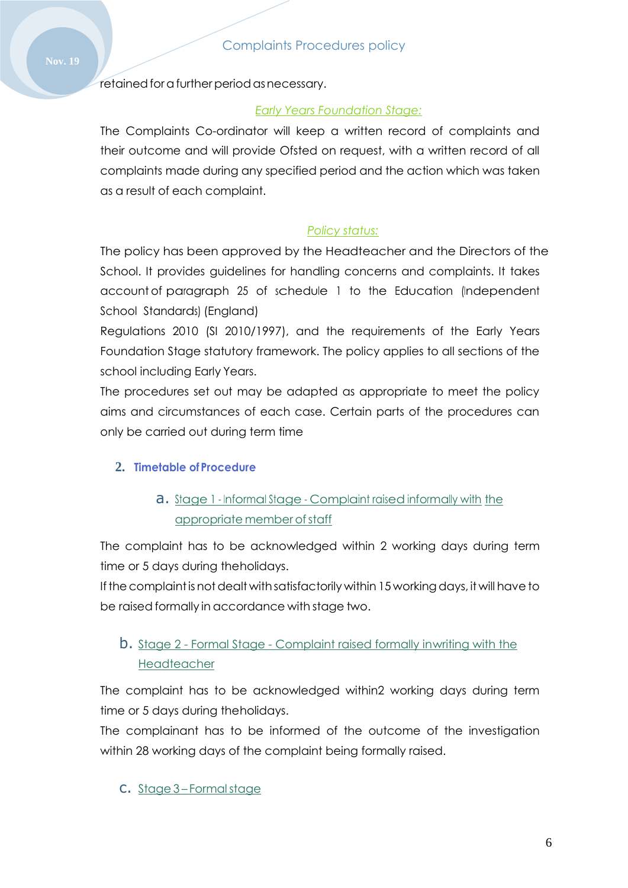retained for a further period as necessary.

*Early Years Foundation Stage:*

The Complaints Co-ordinator will keep a written record of complaints and their outcome and will provide Ofsted on request, with a written record of all complaints made during any specified period and the action which was taken as a result of each complaint.

*Policy status:*

The policy has been approved by the Headteacher and the Directors of the School. It provides guidelines for handling concerns and complaints. It takes account of paragraph 25 of schedule 1 to the Education (Independent School Standards) (England)

Regulations 2010 (SI 2010/1997), and the requirements of the Early Years Foundation Stage statutory framework. The policy applies to all sections of the school including Early Years.

The procedures set out may be adapted as appropriate to meet the policy aims and circumstances of each case. Certain parts of the procedures can only be carried out during term time

## 2. Timetable of Procedure

### a. Stage 1 - Informal Stage - Complaint raised informally with the appropriate member of staff

The complaint has to be acknowledged within 2 working days during term time or 5 days during the holidays.

If the complaint is not dealt with satisfactorily within 15 working days, it will have to be raised formally in accordance with stage two.

### b. Stage 2 - Formal Stage - Complaint raised formally in writing with the Headteacher

The complaint has to be acknowledged within 2 working days during term time or 5 days during the holidays.

The complainant has to be informed of the outcome of the investigation within 28 working days of the complaint being formally raised.

### c. Stage 3 – Formal stage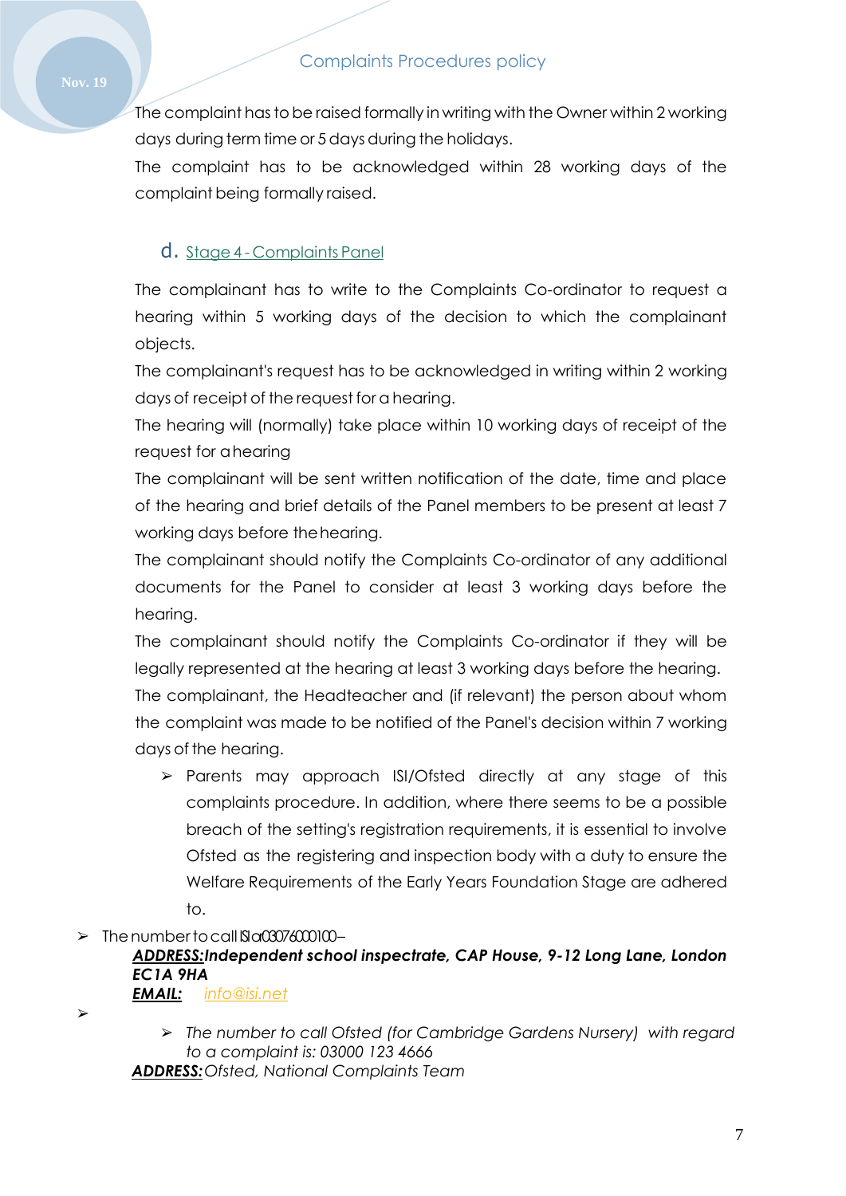The complaint has to be raised formally in writing with the Owner within 2 working days during term time or 5 days during the holidays.

The complaint has to be acknowledged within 28 working days of the complaint being formally raised.

### d. Stage 4 - Complaints Panel

The complainant has to write to the Complaints Co-ordinator to request a hearing within 5 working days of the decision to which the complainant objects.

The complainant's request has to be acknowledged in writing within 2 working days of receipt of the request for a hearing.

The hearing will (normally) take place within 10 working days of receipt of the request for a hearing

The complainant will be sent written notification of the date, time and place of the hearing and brief details of the Panel members to be present at least 7 working days before the hearing.

The complainant should notify the Complaints Co-ordinator of any additional documents for the Panel to consider at least 3 working days before the hearing.

The complainant should notify the Complaints Co-ordinator if they will be legally represented at the hearing at least 3 working days before the hearing.

The complainant, the Headteacher and (if relevant) the person about whom the complaint was made to be notified of the Panel's decision within 7 working days of the hearing.

- Parents may approach ISI/Ofsted directly at any stage of this complaints procedure. In addition, where there seems to be a possible breach of the setting's registration requirements, it is essential to involve Ofsted as the registering and inspection body with a duty to ensure the Welfare Requirements of the Early Years Foundation Stage are adhered to.

- The number to call ISI a 03076000100 –
  ***ADDRESS:*** ***Independent school inspectrate, CAP House, 9-12 Long Lane, London EC1A 9HA***
  ***EMAIL:*** *info@isi.net*

- 
  - *The number to call Ofsted (for Cambridge Gardens Nursery) with regard to a complaint is: 03000 123 4666*

  ***ADDRESS:*** *Ofsted, National Complaints Team*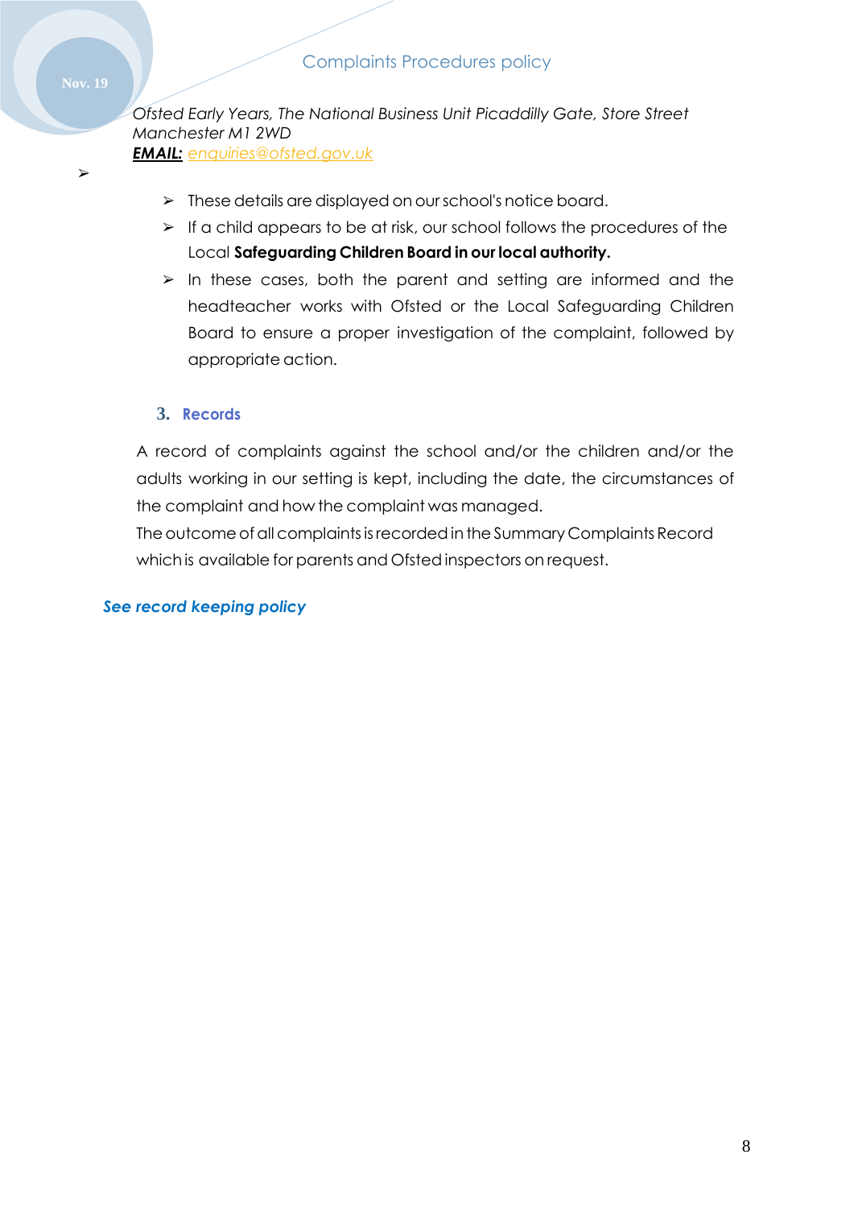*Ofsted Early Years, The National Business Unit Picaddilly Gate, Store Street Manchester M1 2WD*
***EMAIL:*** *enquiries@ofsted.gov.uk*

- These details are displayed on our school's notice board.
- If a child appears to be at risk, our school follows the procedures of the Local **Safeguarding Children Board in our local authority.**
- In these cases, both the parent and setting are informed and the headteacher works with Ofsted or the Local Safeguarding Children Board to ensure a proper investigation of the complaint, followed by appropriate action.

## 3. Records

A record of complaints against the school and/or the children and/or the adults working in our setting is kept, including the date, the circumstances of the complaint and how the complaint was managed.
The outcome of all complaints is recorded in the Summary Complaints Record which is available for parents and Ofsted inspectors on request.

***See record keeping policy***